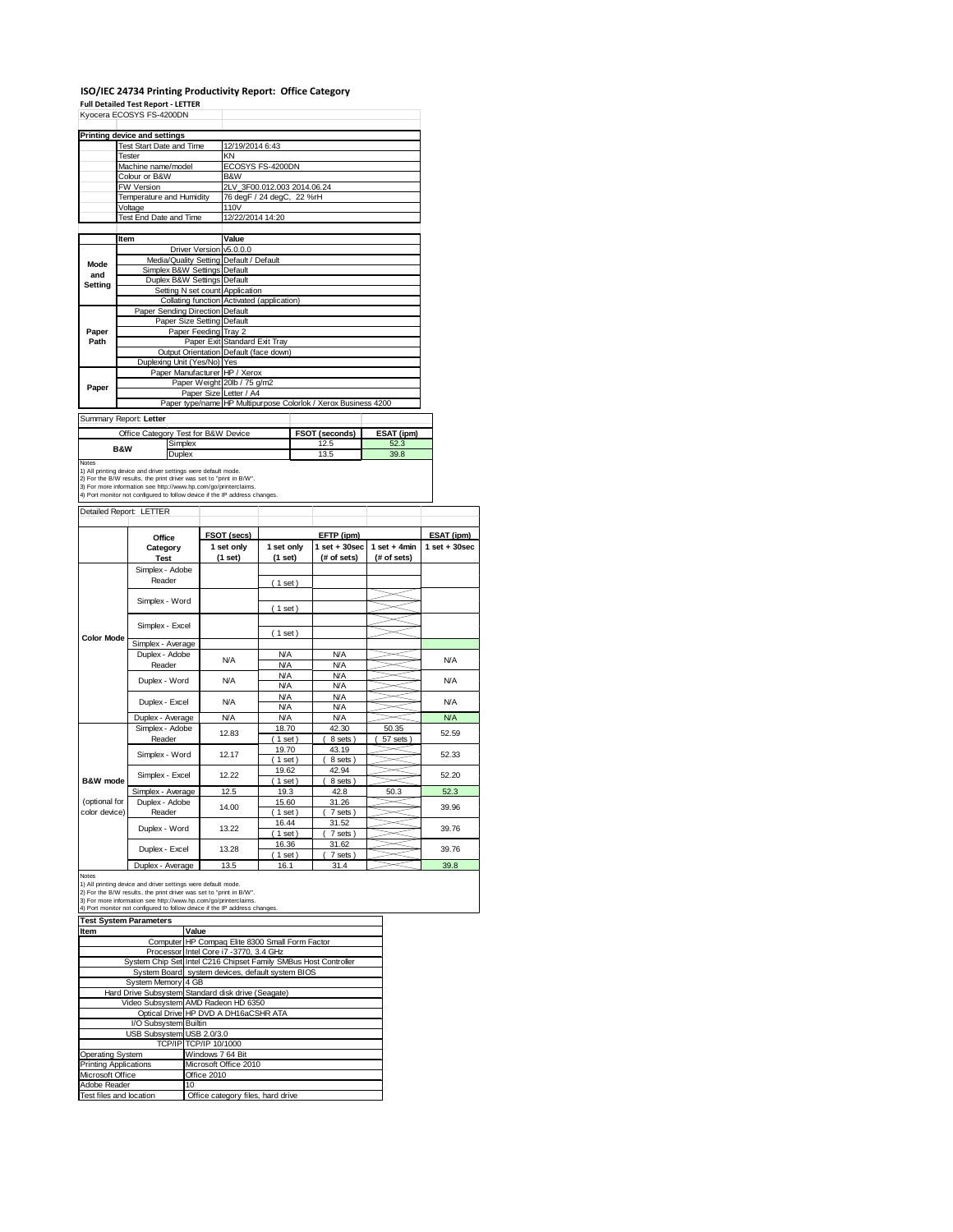# ISO/IEC 24734 Printing Productivity Report: Office Category

**Full Detailed Test Report - LETTER**

Kyocera ECOSYS FS-4200DN

| Printing device and settings | |
|---|---|
| Test Start Date and Time | 12/19/2014 6:43 |
| Tester | KN |
| Machine name/model | ECOSYS FS-4200DN |
| Colour or B&W | B&W |
| FW Version | 2LV_3F00.012.003 2014.06.24 |
| Temperature and Humidity | 76 degF / 24 degC, 22 %rH |
| Voltage | 110V |
| Test End Date and Time | 12/22/2014 14:20 |

| | Item | Value |
|---|---|---|
| Mode and Setting | Driver Version | v5.0.0.0 |
| | Media/Quality Setting | Default / Default |
| | Simplex B&W Settings | Default |
| | Duplex B&W Settings | Default |
| | Setting N set count | Application |
| | Collating function | Activated (application) |
| Paper Path | Paper Sending Direction | Default |
| | Paper Size Setting | Default |
| | Paper Feeding | Tray 2 |
| | Paper Exit | Standard Exit Tray |
| | Output Orientation | Default (face down) |
| | Duplexing Unit (Yes/No) | Yes |
| Paper | Paper Manufacturer | HP / Xerox |
| | Paper Weight | 20lb / 75 g/m2 |
| | Paper Size | Letter / A4 |
| | Paper type/name | HP Multipurpose Colorlok / Xerox Business 4200 |

Summary Report: **Letter**

| Office Category Test for B&W Device | | FSOT (seconds) | ESAT (ipm) |
|---|---|---|---|
| B&W | Simplex | 12.5 | 52.3 |
| | Duplex | 13.5 | 39.8 |

Notes
1) All printing device and driver settings were default mode.
2) For the B/W results, the print driver was set to "print in B/W".
3) For more information see http://www.hp.com/go/printerclaims.
4) Port monitor not configured to follow device if the IP address changes.

Detailed Report: LETTER

| | Office Category Test | FSOT (secs) 1 set only (1 set) | EFTP (ipm) 1 set only (1 set) | EFTP (ipm) 1 set + 30sec (# of sets) | EFTP (ipm) 1 set + 4min (# of sets) | ESAT (ipm) 1 set + 30sec |
|---|---|---|---|---|---|---|
| Color Mode | Simplex - Adobe Reader | | ( 1 set ) | | | |
| | Simplex - Word | | ( 1 set ) | | | |
| | Simplex - Excel | | ( 1 set ) | | | |
| | Simplex - Average | | | | | |
| | Duplex - Adobe Reader | N/A | N/A<br>N/A | N/A<br>N/A | | N/A |
| | Duplex - Word | N/A | N/A<br>N/A | N/A<br>N/A | | N/A |
| | Duplex - Excel | N/A | N/A<br>N/A | N/A<br>N/A | | N/A |
| | Duplex - Average | N/A | N/A | N/A | | N/A |
| B&W mode (optional for color device) | Simplex - Adobe Reader | 12.83 | 18.70<br>( 1 set ) | 42.30<br>( 8 sets ) | 50.35<br>( 57 sets ) | 52.59 |
| | Simplex - Word | 12.17 | 19.70<br>( 1 set ) | 43.19<br>( 8 sets ) | | 52.33 |
| | Simplex - Excel | 12.22 | 19.62<br>( 1 set ) | 42.94<br>( 8 sets ) | | 52.20 |
| | Simplex - Average | 12.5 | 19.3 | 42.8 | 50.3 | 52.3 |
| | Duplex - Adobe Reader | 14.00 | 15.60<br>( 1 set ) | 31.26<br>( 7 sets ) | | 39.96 |
| | Duplex - Word | 13.22 | 16.44<br>( 1 set ) | 31.52<br>( 7 sets ) | | 39.76 |
| | Duplex - Excel | 13.28 | 16.36<br>( 1 set ) | 31.62<br>( 7 sets ) | | 39.76 |
| | Duplex - Average | 13.5 | 16.1 | 31.4 | | 39.8 |

Notes
1) All printing device and driver settings were default mode.
2) For the B/W results, the print driver was set to "print in B/W".
3) For more information see http://www.hp.com/go/printerclaims.
4) Port monitor not configured to follow device if the IP address changes.

| Test System Parameters | |
|---|---|
| **Item** | **Value** |
| Computer | HP Compaq Elite 8300 Small Form Factor |
| Processor | Intel Core i7 -3770, 3.4 GHz |
| System Chip Set | Intel C216 Chipset Family SMBus Host Controller |
| System Board | system devices, default system BIOS |
| System Memory | 4 GB |
| Hard Drive Subsystem | Standard disk drive (Seagate) |
| Video Subsystem | AMD Radeon HD 6350 |
| Optical Drive | HP DVD A DH16aCSHR ATA |
| I/O Subsystem | Builtin |
| USB Subsystem | USB 2.0/3.0 |
| TCP/IP | TCP/IP 10/1000 |
| Operating System | Windows 7 64 Bit |
| Printing Applications | Microsoft Office 2010 |
| Microsoft Office | Office 2010 |
| Adobe Reader | 10 |
| Test files and location | Office category files, hard drive |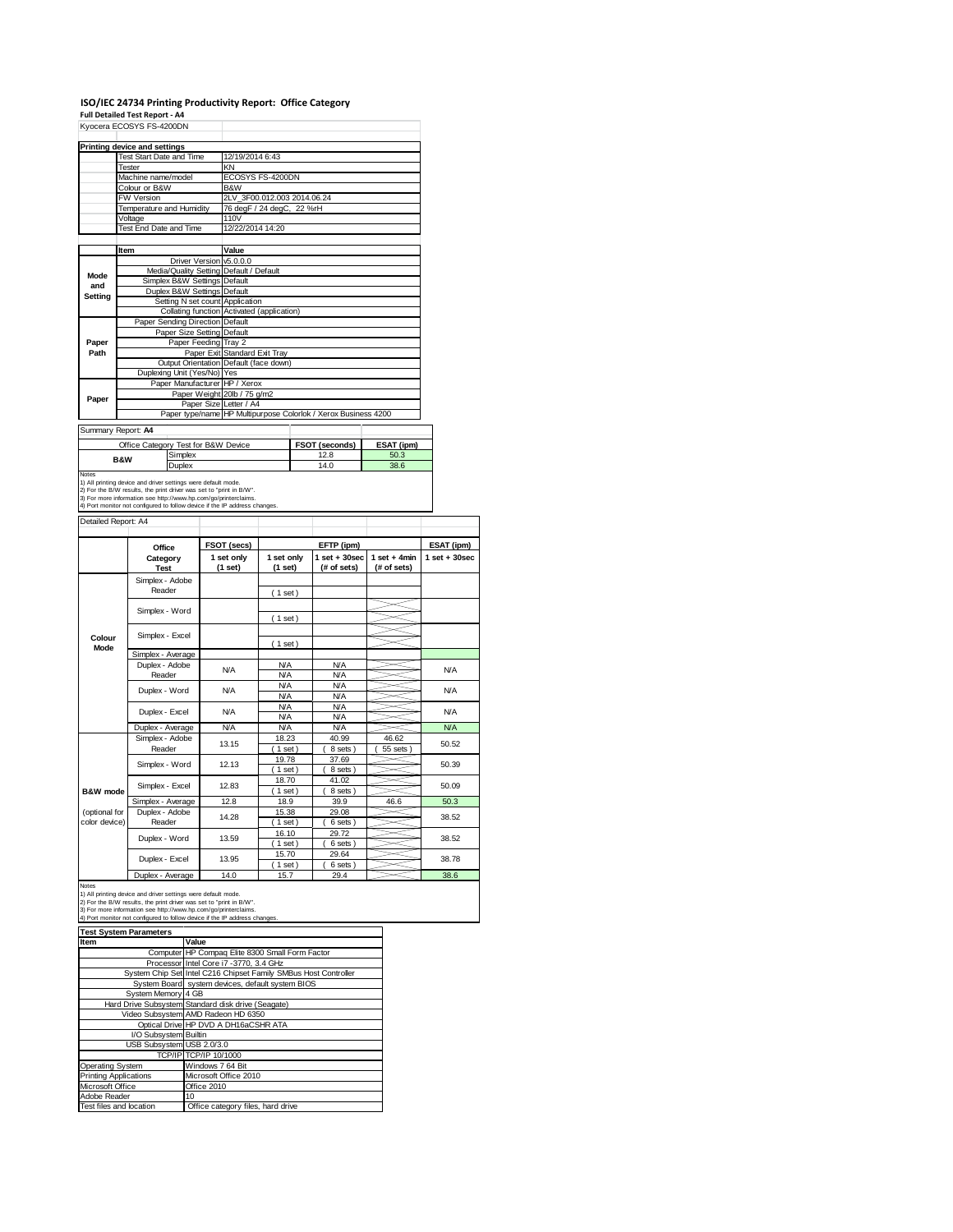# ISO/IEC 24734 Printing Productivity Report: Office Category

**Full Detailed Test Report - A4**

Kyocera ECOSYS FS-4200DN

| Printing device and settings | |
|---|---|
| Test Start Date and Time | 12/19/2014 6:43 |
| Tester | KN |
| Machine name/model | ECOSYS FS-4200DN |
| Colour or B&W | B&W |
| FW Version | 2LV_3F00.012.003 2014.06.24 |
| Temperature and Humidity | 76 degF / 24 degC, 22 %rH |
| Voltage | 110V |
| Test End Date and Time | 12/22/2014 14:20 |

| | Item | Value |
|---|---|---|
| Mode and Setting | Driver Version | v5.0.0.0 |
| | Media/Quality Setting | Default / Default |
| | Simplex B&W Settings | Default |
| | Duplex B&W Settings | Default |
| | Setting N set count | Application |
| | Collating function | Activated (application) |
| Paper Path | Paper Sending Direction | Default |
| | Paper Size Setting | Default |
| | Paper Feeding | Tray 2 |
| | Paper Exit | Standard Exit Tray |
| | Output Orientation | Default (face down) |
| | Duplexing Unit (Yes/No) | Yes |
| Paper | Paper Manufacturer | HP / Xerox |
| | Paper Weight | 20lb / 75 g/m2 |
| | Paper Size | Letter / A4 |
| | Paper type/name | HP Multipurpose Colorlok / Xerox Business 4200 |

Summary Report: **A4**

| Office Category Test for B&W Device | | FSOT (seconds) | ESAT (ipm) |
|---|---|---|---|
| B&W | Simplex | 12.8 | 50.3 |
| | Duplex | 14.0 | 38.6 |

Notes
1) All printing device and driver settings were default mode.
2) For the B/W results, the print driver was set to "print in B/W".
3) For more information see http://www.hp.com/go/printerclaims.
4) Port monitor not configured to follow device if the IP address changes.

Detailed Report: A4

| | Office Category Test | FSOT (secs) 1 set only (1 set) | EFTP (ipm) 1 set only (1 set) | EFTP (ipm) 1 set + 30sec (# of sets) | EFTP (ipm) 1 set + 4min (# of sets) | ESAT (ipm) 1 set + 30sec |
|---|---|---|---|---|---|---|
| Colour Mode | Simplex - Adobe Reader | | ( 1 set ) | | | |
| | Simplex - Word | | ( 1 set ) | | | |
| | Simplex - Excel | | ( 1 set ) | | | |
| | Simplex - Average | | | | | |
| | Duplex - Adobe Reader | N/A | N/A<br>N/A | N/A<br>N/A | | N/A |
| | Duplex - Word | N/A | N/A<br>N/A | N/A<br>N/A | | N/A |
| | Duplex - Excel | N/A | N/A<br>N/A | N/A<br>N/A | | N/A |
| | Duplex - Average | N/A | N/A | N/A | | N/A |
| B&W mode (optional for color device) | Simplex - Adobe Reader | 13.15 | 18.23<br>( 1 set ) | 40.99<br>( 8 sets ) | 46.62<br>( 55 sets ) | 50.52 |
| | Simplex - Word | 12.13 | 19.78<br>( 1 set ) | 37.69<br>( 8 sets ) | | 50.39 |
| | Simplex - Excel | 12.83 | 18.70<br>( 1 set ) | 41.02<br>( 8 sets ) | | 50.09 |
| | Simplex - Average | 12.8 | 18.9 | 39.9 | 46.6 | 50.3 |
| | Duplex - Adobe Reader | 14.28 | 15.38<br>( 1 set ) | 29.08<br>( 6 sets ) | | 38.52 |
| | Duplex - Word | 13.59 | 16.10<br>( 1 set ) | 29.72<br>( 6 sets ) | | 38.52 |
| | Duplex - Excel | 13.95 | 15.70<br>( 1 set ) | 29.64<br>( 6 sets ) | | 38.78 |
| | Duplex - Average | 14.0 | 15.7 | 29.4 | | 38.6 |

Notes
1) All printing device and driver settings were default mode.
2) For the B/W results, the print driver was set to "print in B/W".
3) For more information see http://www.hp.com/go/printerclaims.
4) Port monitor not configured to follow device if the IP address changes.

| Test System Parameters | |
|---|---|
| Item | Value |
| Computer | HP Compaq Elite 8300 Small Form Factor |
| Processor | Intel Core i7 -3770, 3.4 GHz |
| System Chip Set | Intel C216 Chipset Family SMBus Host Controller |
| System Board | system devices, default system BIOS |
| System Memory | 4 GB |
| Hard Drive Subsystem | Standard disk drive (Seagate) |
| Video Subsystem | AMD Radeon HD 6350 |
| Optical Drive | HP DVD A DH16aCSHR ATA |
| I/O Subsystem | Builtin |
| USB Subsystem | USB 2.0/3.0 |
| TCP/IP | TCP/IP 10/1000 |
| Operating System | Windows 7 64 Bit |
| Printing Applications | Microsoft Office 2010 |
| Microsoft Office | Office 2010 |
| Adobe Reader | 10 |
| Test files and location | Office category files, hard drive |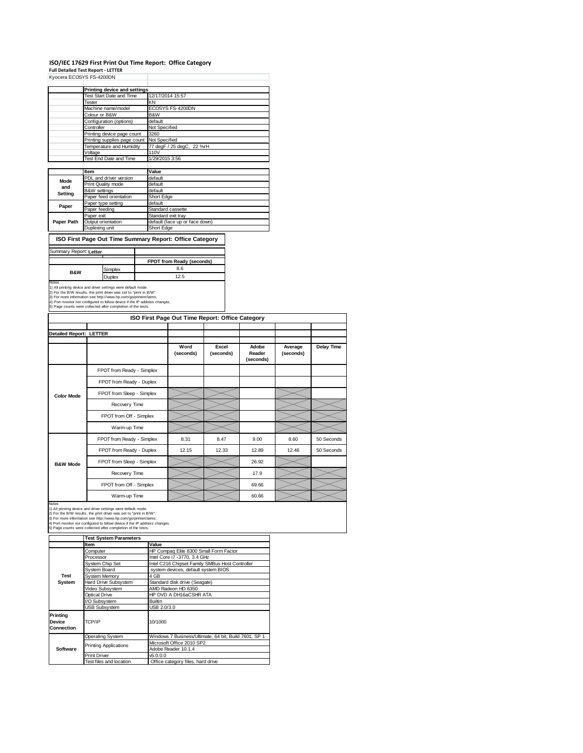## ISO/IEC 17629 First Print Out Time Report: Office Category

**Full Detailed Test Report - LETTER**

Kyocera ECOSYS FS-4200DN

| | Printing device and settings | |
|---|---|---|
| | Test Start Date and Time | 12/17/2014 15:57 |
| | Tester | KN |
| | Machine name/model | ECOSYS FS-4200DN |
| | Colour or B&W | B&W |
| | Configuration (options) | default |
| | Controller | Not Specified |
| | Printing device page count | 3260 |
| | Printing supplies page count | Not Specified |
| | Temperature and Humidity | 77 degF / 25 degC, 22 %rH |
| | Voltage | 110V |
| | Test End Date and Time | 1/29/2015 3:56 |

| | Item | Value |
|---|---|---|
| Mode and Setting | PDL and driver version | default |
| | Print Quality mode | default |
| | B&W settings | default |
| | Paper feed orientation | Short Edge |
| Paper | Paper type setting | default |
| | Paper feeding | Standard cassette |
| Paper Path | Paper exit | Standard exit tray |
| | Output orientation | default (face up or face down) |
| | Duplexing unit | Short Edge |

### ISO First Page Out Time Summary Report: Office Category

Summary Report: **Letter**

| | | FPOT from Ready (seconds) |
|---|---|---|
| B&W | Simplex | 8.6 |
| | Duplex | 12.5 |

Notes
1) All printing device and driver settings were default mode.
2) For the B/W results, the print driver was set to "print in B/W".
3) For more information see http://www.hp.com/go/printerclaims.
4) Port monitor not configured to follow device if the IP address changes.
5) Page counts were collected after completion of the tests.

### ISO First Page Out Time Report: Office Category

**Detailed Report: LETTER**

| | | Word (seconds) | Excel (seconds) | Adobe Reader (seconds) | Average (seconds) | Delay Time |
|---|---|---|---|---|---|---|
| Color Mode | FPOT from Ready - Simplex | | | | | |
| | FPOT from Ready - Duplex | | | | | |
| | FPOT from Sleep - Simplex | | | | | |
| | Recovery Time | | | | | |
| | FPOT from Off - Simplex | | | | | |
| | Warm-up Time | | | | | |
| B&W Mode | FPOT from Ready - Simplex | 8.31 | 8.47 | 9.00 | 8.60 | 50 Seconds |
| | FPOT from Ready - Duplex | 12.15 | 12.33 | 12.89 | 12.46 | 50 Seconds |
| | FPOT from Sleep - Simplex | | | 26.92 | | |
| | Recovery Time | | | 17.9 | | |
| | FPOT from Off - Simplex | | | 69.66 | | |
| | Warm-up Time | | | 60.66 | | |

Notes
1) All printing device and driver settings were default mode.
2) For the B/W results, the print driver was set to "print in B/W".
3) For more information see http://www.hp.com/go/printerclaims.
4) Port monitor not configured to follow device if the IP address changes.
5) Page counts were collected after completion of the tests.

| | Test System Parameters | |
|---|---|---|
| | Item | Value |
| Test System | Computer | HP Compaq Elite 8300 Small Form Factor |
| | Processor | Intel Core i7 -3770, 3.4 GHz |
| | System Chip Set | Intel C216 Chipset Family SMBus Host Controller |
| | System Board | system devices, default system BIOS |
| | System Memory | 4 GB |
| | Hard Drive Subsystem | Standard disk drive (Seagate) |
| | Video Subsystem | AMD Radeon HD 6350 |
| | Optical Drive | HP DVD A DH16aCSHR ATA |
| | I/O Subsystem | Builtin |
| | USB Subsystem | USB 2.0/3.0 |
| Printing Device Connection | TCP/IP | 10/1000 |
| Software | Operating System | Windows 7 Business/Ultimate, 64 bit, Build 7601, SP 1 |
| | Printing Applications | Microsoft Office 2010 SP2 |
| | | Adobe Reader 10.1.4 |
| | Print Driver | v5.0.0.0 |
| | Test files and location | Office category files, hard drive |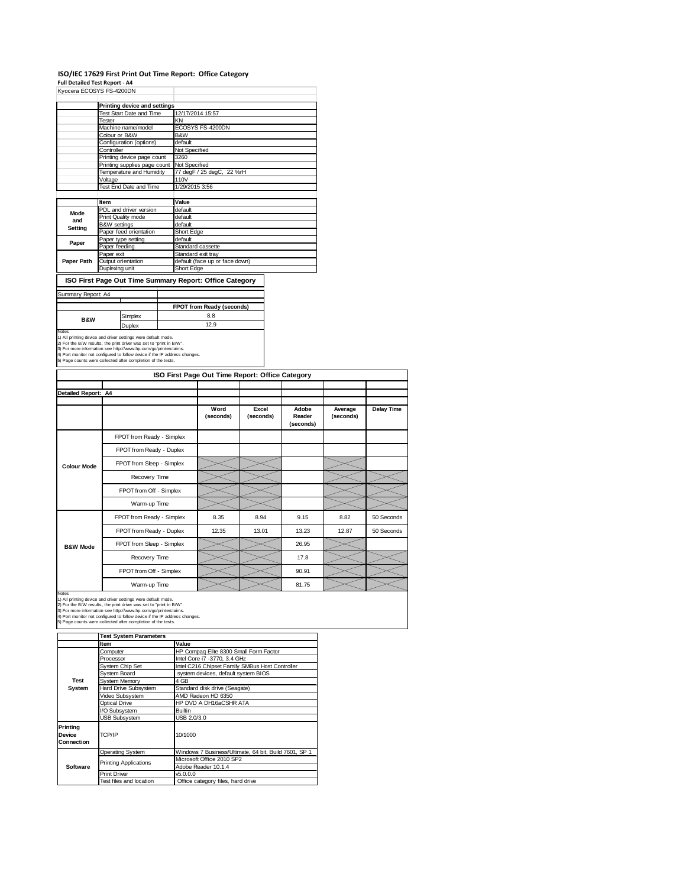## ISO/IEC 17629 First Print Out Time Report: Office Category

**Full Detailed Test Report - A4**

Kyocera ECOSYS FS-4200DN

| | | |
|---|---|---|
| | **Printing device and settings** | |
| | Test Start Date and Time | 12/17/2014 15:57 |
| | Tester | KN |
| | Machine name/model | ECOSYS FS-4200DN |
| | Colour or B&W | B&W |
| | Configuration (options) | default |
| | Controller | Not Specified |
| | Printing device page count | 3260 |
| | Printing supplies page count | Not Specified |
| | Temperature and Humidity | 77 degF / 25 degC, 22 %rH |
| | Voltage | 110V |
| | Test End Date and Time | 1/29/2015 3:56 |

| | | |
|---|---|---|
| | **Item** | **Value** |
| **Mode and Setting** | PDL and driver version | default |
| | Print Quality mode | default |
| | B&W settings | default |
| | Paper feed orientation | Short Edge |
| **Paper** | Paper type setting | default |
| | Paper feeding | Standard cassette |
| **Paper Path** | Paper exit | Standard exit tray |
| | Output orientation | default (face up or face down) |
| | Duplexing unit | Short Edge |

### ISO First Page Out Time Summary Report: Office Category

Summary Report: A4

| | | FPOT from Ready (seconds) |
|---|---|---|
| **B&W** | Simplex | 8.8 |
| | Duplex | 12.9 |

Notes
1) All printing device and driver settings were default mode.
2) For the B/W results, the print driver was set to "print in B/W".
3) For more information see http://www.hp.com/go/printerclaims.
4) Port monitor not configured to follow device if the IP address changes.
5) Page counts were collected after completion of the tests.

### ISO First Page Out Time Report: Office Category

Detailed Report: A4

| | | Word (seconds) | Excel (seconds) | Adobe Reader (seconds) | Average (seconds) | Delay Time |
|---|---|---|---|---|---|---|
| **Colour Mode** | FPOT from Ready - Simplex | | | | | |
| | FPOT from Ready - Duplex | | | | | |
| | FPOT from Sleep - Simplex | | | | | |
| | Recovery Time | | | | | |
| | FPOT from Off - Simplex | | | | | |
| | Warm-up Time | | | | | |
| **B&W Mode** | FPOT from Ready - Simplex | 8.35 | 8.94 | 9.15 | 8.82 | 50 Seconds |
| | FPOT from Ready - Duplex | 12.35 | 13.01 | 13.23 | 12.87 | 50 Seconds |
| | FPOT from Sleep - Simplex | | | 26.95 | | |
| | Recovery Time | | | 17.8 | | |
| | FPOT from Off - Simplex | | | 90.91 | | |
| | Warm-up Time | | | 81.75 | | |

Notes
1) All printing device and driver settings were default mode.
2) For the B/W results, the print driver was set to "print in B/W".
3) For more information see http://www.hp.com/go/printerclaims.
4) Port monitor not configured to follow device if the IP address changes.
5) Page counts were collected after completion of the tests.

| | | |
|---|---|---|
| | **Test System Parameters** | |
| | **Item** | **Value** |
| **Test System** | Computer | HP Compaq Elite 8300 Small Form Factor |
| | Processor | Intel Core i7 -3770, 3.4 GHz |
| | System Chip Set | Intel C216 Chipset Family SMBus Host Controller |
| | System Board | system devices, default system BIOS |
| | System Memory | 4 GB |
| | Hard Drive Subsystem | Standard disk drive (Seagate) |
| | Video Subsystem | AMD Radeon HD 6350 |
| | Optical Drive | HP DVD A DH16aCSHR ATA |
| | I/O Subsystem | Builtin |
| | USB Subsystem | USB 2.0/3.0 |
| **Printing Device Connection** | TCP/IP | 10/1000 |
| **Software** | Operating System | Windows 7 Business/Ultimate, 64 bit, Build 7601, SP 1 |
| | Printing Applications | Microsoft Office 2010 SP2 |
| | | Adobe Reader 10.1.4 |
| | Print Driver | v5.0.0.0 |
| | Test files and location | Office category files, hard drive |